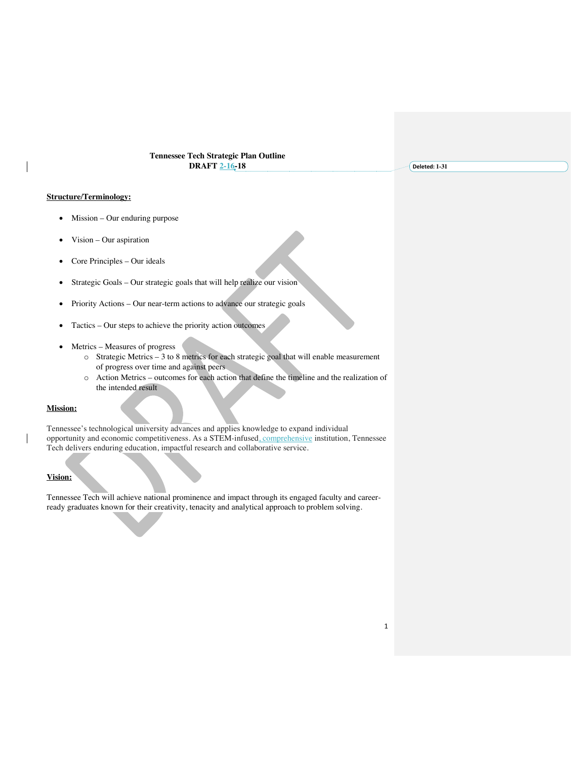**Tennessee Tech Strategic Plan Outline**
**DRAFT 2-16-18**

Deleted: 1-31

**Structure/Terminology:**

- Mission – Our enduring purpose
- Vision – Our aspiration
- Core Principles – Our ideals
- Strategic Goals – Our strategic goals that will help realize our vision
- Priority Actions – Our near-term actions to advance our strategic goals
- Tactics – Our steps to achieve the priority action outcomes
- Metrics – Measures of progress
  - Strategic Metrics – 3 to 8 metrics for each strategic goal that will enable measurement of progress over time and against peers
  - Action Metrics – outcomes for each action that define the timeline and the realization of the intended result

**Mission:**

Tennessee's technological university advances and applies knowledge to expand individual opportunity and economic competitiveness. As a STEM-infused, comprehensive institution, Tennessee Tech delivers enduring education, impactful research and collaborative service.

**Vision:**

Tennessee Tech will achieve national prominence and impact through its engaged faculty and career-ready graduates known for their creativity, tenacity and analytical approach to problem solving.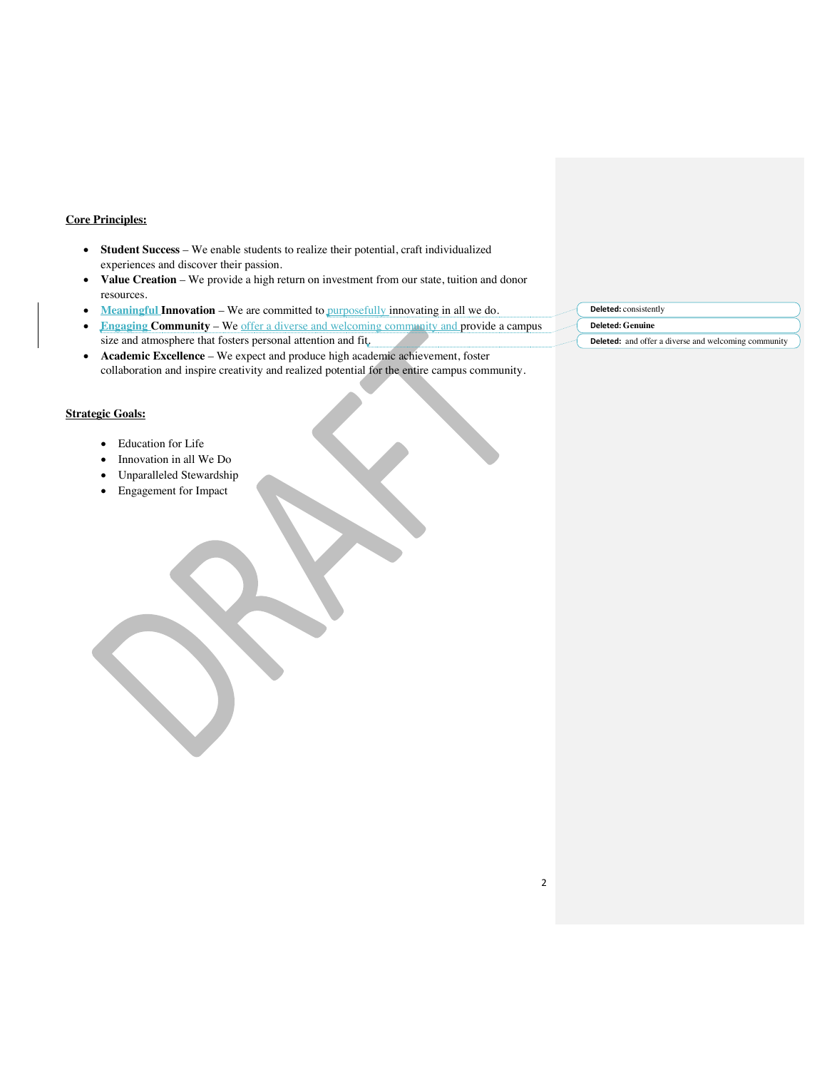**Core Principles:**

- **Student Success** – We enable students to realize their potential, craft individualized experiences and discover their passion.
- **Value Creation** – We provide a high return on investment from our state, tuition and donor resources.
- **Meaningful Innovation** – We are committed to purposefully innovating in all we do.
- **Engaging Community** – We offer a diverse and welcoming community and provide a campus size and atmosphere that fosters personal attention and fit.
- **Academic Excellence** – We expect and produce high academic achievement, foster collaboration and inspire creativity and realized potential for the entire campus community.

**Strategic Goals:**

- Education for Life
- Innovation in all We Do
- Unparalleled Stewardship
- Engagement for Impact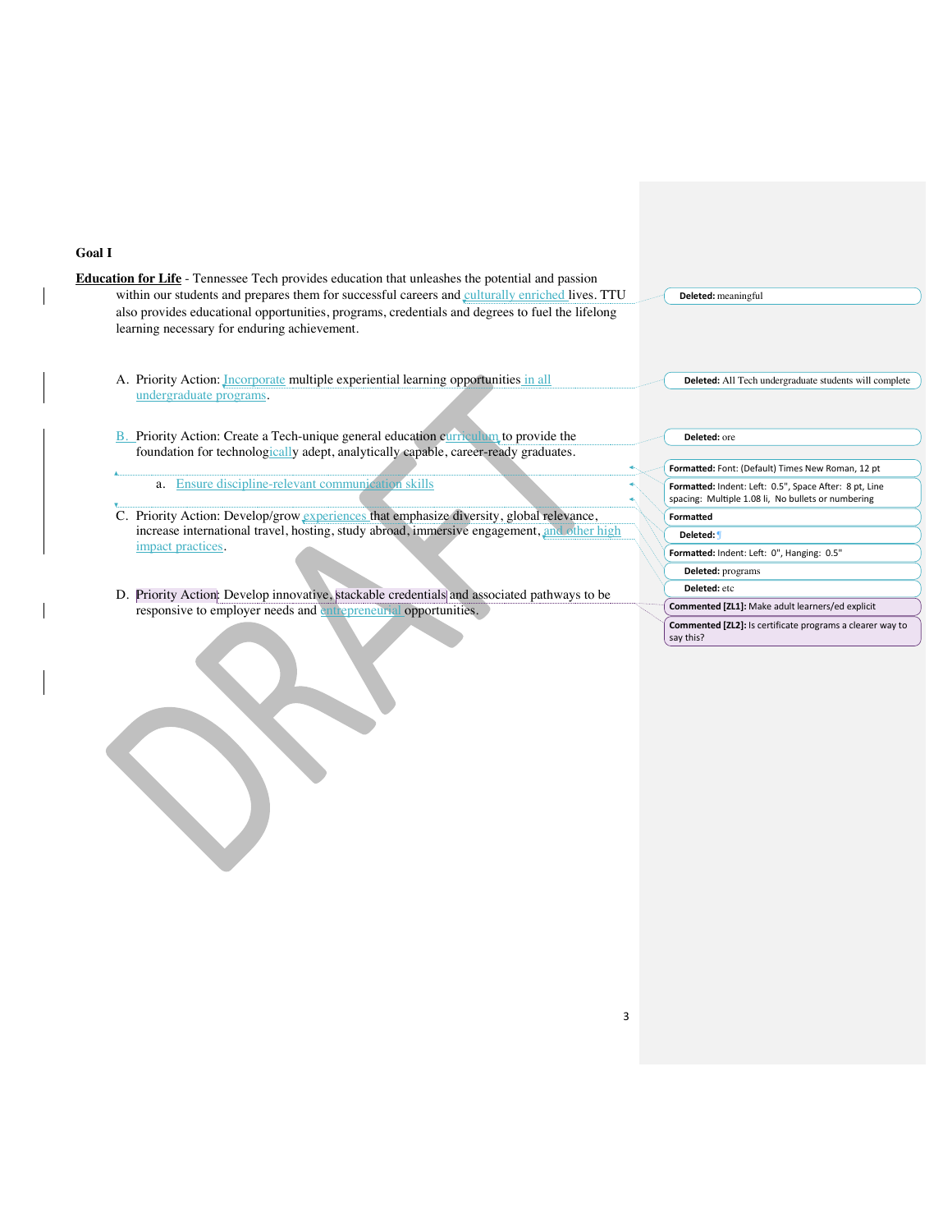**Goal I**

**Education for Life** - Tennessee Tech provides education that unleashes the potential and passion within our students and prepares them for successful careers and culturally enriched lives. TTU also provides educational opportunities, programs, credentials and degrees to fuel the lifelong learning necessary for enduring achievement.

A. Priority Action: Incorporate multiple experiential learning opportunities in all undergraduate programs.

B. Priority Action: Create a Tech-unique general education curriculum to provide the foundation for technologically adept, analytically capable, career-ready graduates.

   a. Ensure discipline-relevant communication skills

C. Priority Action: Develop/grow experiences that emphasize diversity, global relevance, increase international travel, hosting, study abroad, immersive engagement, and other high impact practices.

D. Priority Action: Develop innovative, stackable credentials and associated pathways to be responsive to employer needs and entrepreneurial opportunities.

Deleted: meaningful

Deleted: All Tech undergraduate students will complete

Deleted: ore

Formatted: Font: (Default) Times New Roman, 12 pt

Formatted: Indent: Left: 0.5", Space After: 8 pt, Line spacing: Multiple 1.08 li, No bullets or numbering

Formatted

Deleted: ¶

Formatted: Indent: Left: 0", Hanging: 0.5"

Deleted: programs

Deleted: etc

Commented [ZL1]: Make adult learners/ed explicit

Commented [ZL2]: Is certificate programs a clearer way to say this?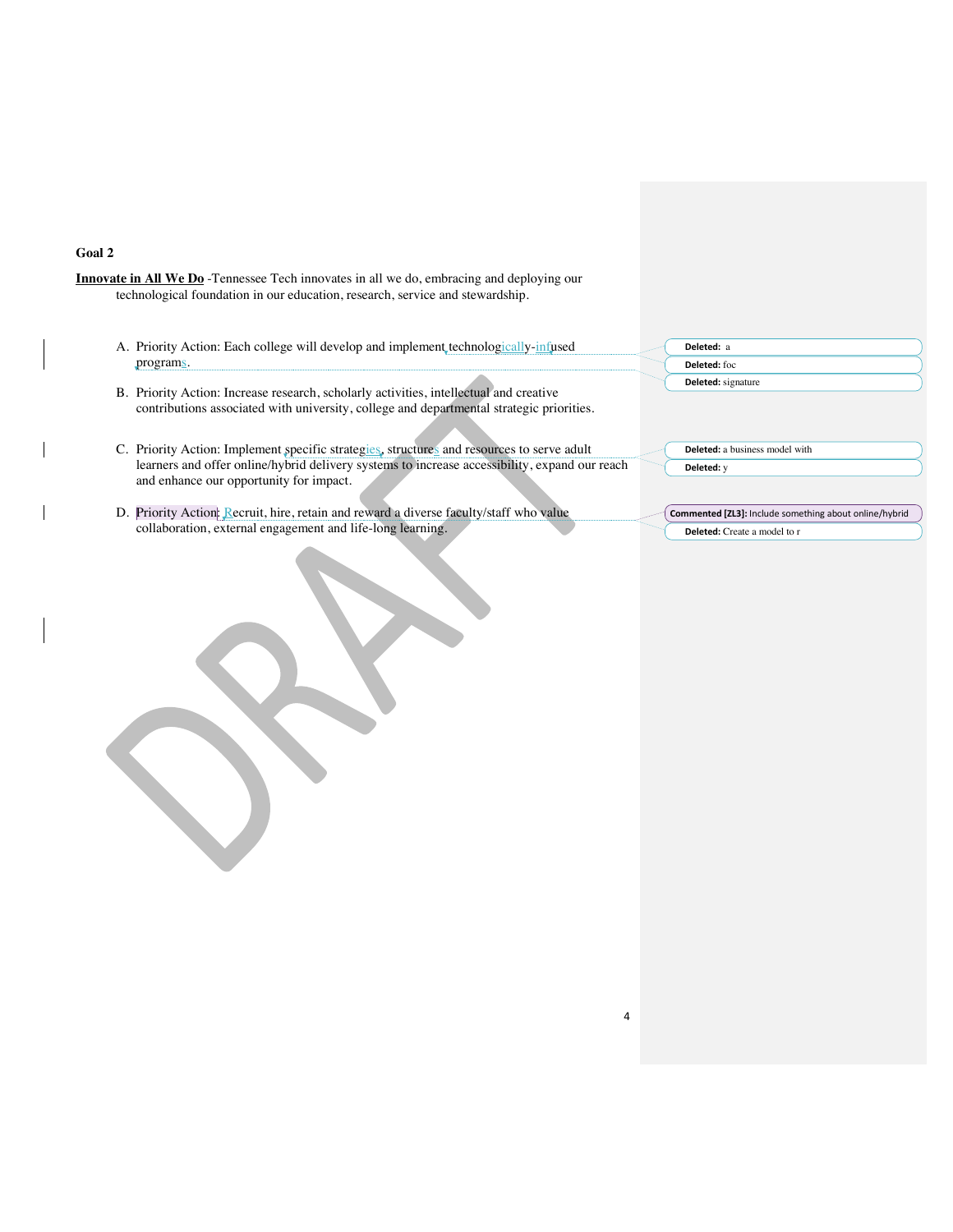**Goal 2**

**<u>Innovate in All We Do</u>** -Tennessee Tech innovates in all we do, embracing and deploying our technological foundation in our education, research, service and stewardship.

A. Priority Action: Each college will develop and implement technologically-infused programs.

B. Priority Action: Increase research, scholarly activities, intellectual and creative contributions associated with university, college and departmental strategic priorities.

C. Priority Action: Implement specific strategies, structures and resources to serve adult learners and offer online/hybrid delivery systems to increase accessibility, expand our reach and enhance our opportunity for impact.

D. Priority Action: Recruit, hire, retain and reward a diverse faculty/staff who value collaboration, external engagement and life-long learning.

**Deleted:** a

**Deleted:** foc

**Deleted:** signature

**Deleted:** a business model with

**Deleted:** y

**Commented [ZL3]:** Include something about online/hybrid

**Deleted:** Create a model to r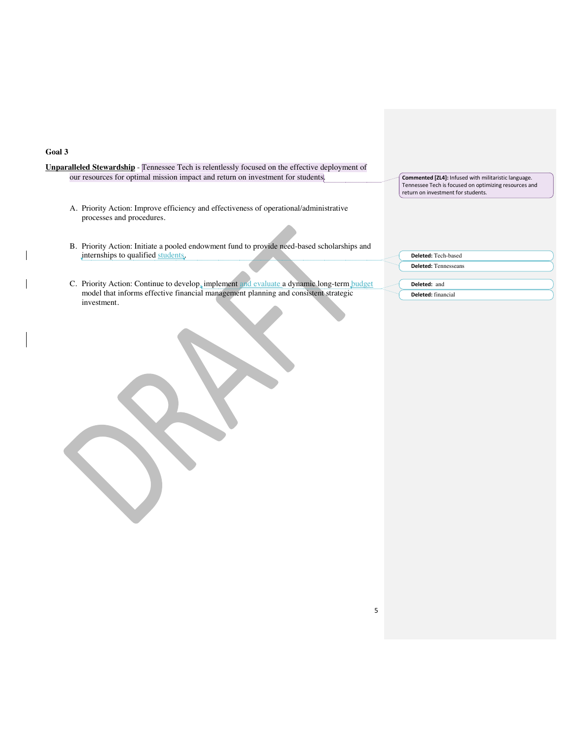**Goal 3**

**Unparalleled Stewardship** - Tennessee Tech is relentlessly focused on the effective deployment of our resources for optimal mission impact and return on investment for students.

**Commented [ZL4]:** Infused with militaristic language. Tennessee Tech is focused on optimizing resources and return on investment for students.

A. Priority Action: Improve efficiency and effectiveness of operational/administrative processes and procedures.

B. Priority Action: Initiate a pooled endowment fund to provide need-based scholarships and internships to qualified students.

**Deleted:** Tech-based

**Deleted:** Tennesseans

C. Priority Action: Continue to develop, implement and evaluate a dynamic long-term budget model that informs effective financial management planning and consistent strategic investment.

**Deleted:** and

**Deleted:** financial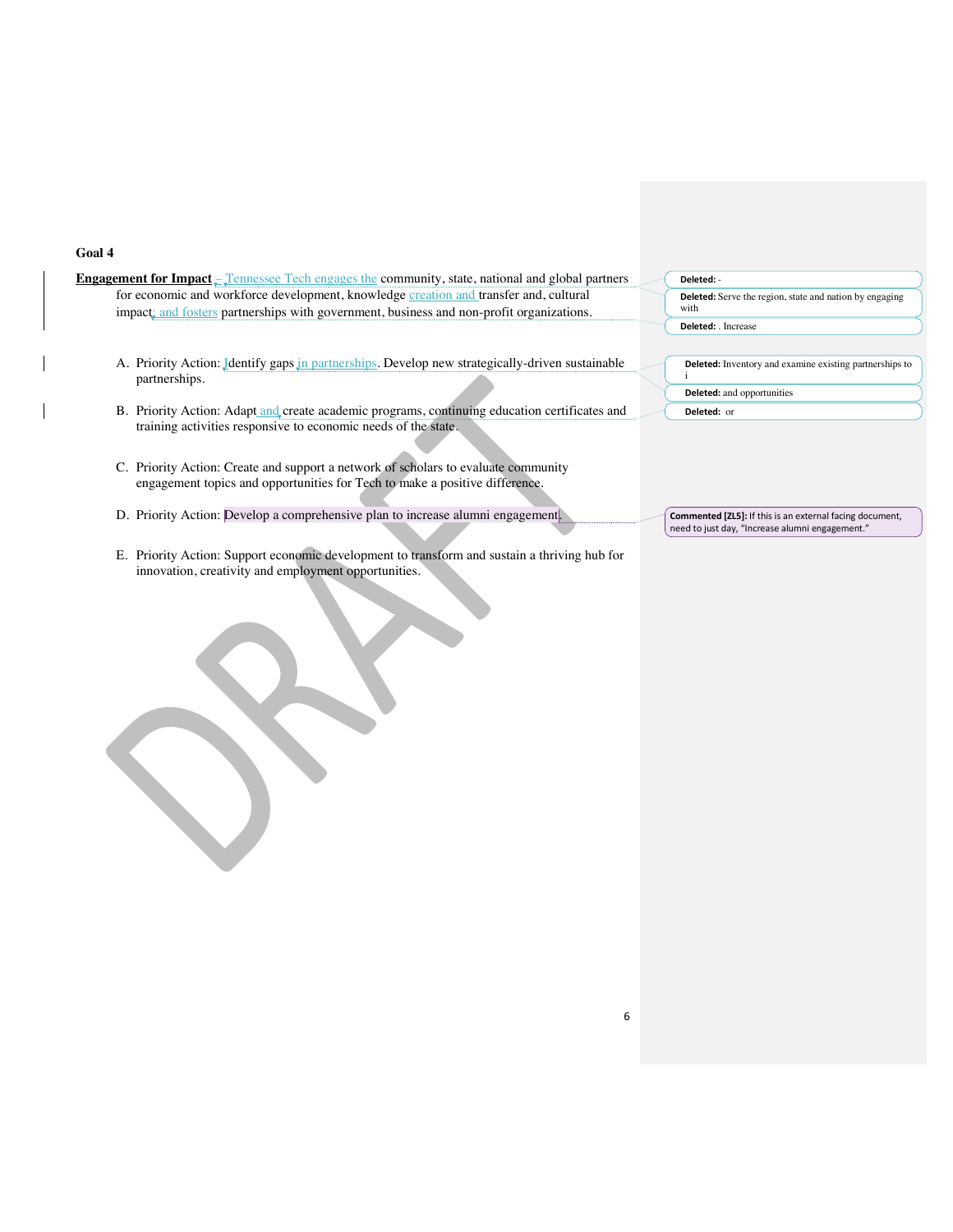## Goal 4

**Engagement for Impact** – Tennessee Tech engages the community, state, national and global partners for economic and workforce development, knowledge creation and transfer and, cultural impact; and fosters partnerships with government, business and non-profit organizations.

A. Priority Action: Identify gaps in partnerships. Develop new strategically-driven sustainable partnerships.

B. Priority Action: Adapt and create academic programs, continuing education certificates and training activities responsive to economic needs of the state.

C. Priority Action: Create and support a network of scholars to evaluate community engagement topics and opportunities for Tech to make a positive difference.

D. Priority Action: Develop a comprehensive plan to increase alumni engagement.

E. Priority Action: Support economic development to transform and sustain a thriving hub for innovation, creativity and employment opportunities.

**Deleted:** -

**Deleted:** Serve the region, state and nation by engaging with

**Deleted:** . Increase

**Deleted:** Inventory and examine existing partnerships to i

**Deleted:** and opportunities

**Deleted:** or

**Commented [ZL5]:** If this is an external facing document, need to just day, "Increase alumni engagement."